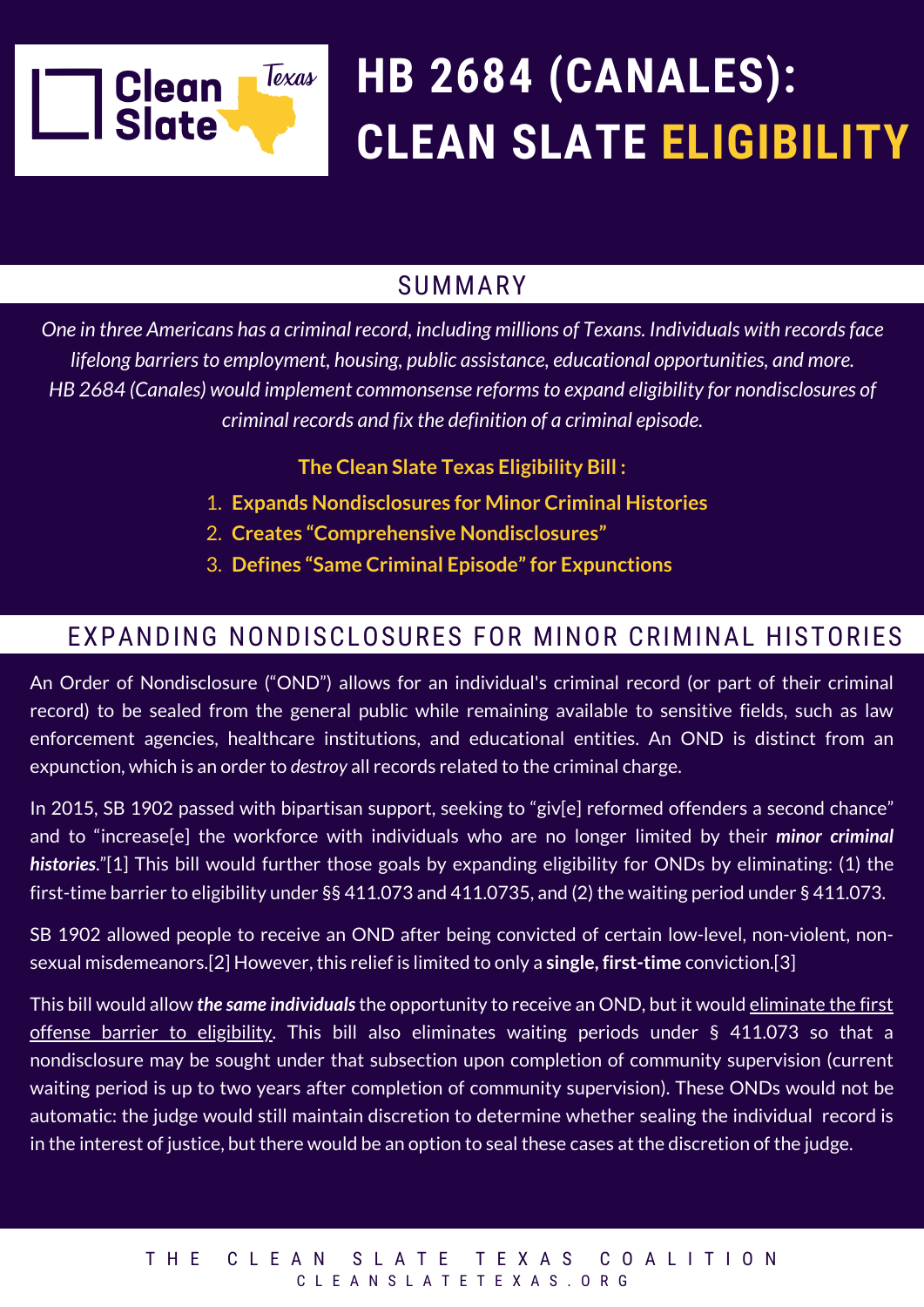# HB 2684 (CANALES): CLEAN SLATE ELIGIBILITY

## SUMMARY

*One in three Americans has a criminal record, including millions of Texans. Individuals with records face lifelong barriers to employment, housing, public assistance, educational opportunities, and more. HB 2684 (Canales) would implement commonsense reforms to expand eligibility for nondisclosures of criminal records and fix the definition of a criminal episode.*

**The Clean Slate Texas Eligibility Bill :**

1. **Expands Nondisclosures for Minor Criminal Histories**
2. **Creates "Comprehensive Nondisclosures"**
3. **Defines "Same Criminal Episode" for Expunctions**

## EXPANDING NONDISCLOSURES FOR MINOR CRIMINAL HISTORIES

An Order of Nondisclosure ("OND") allows for an individual's criminal record (or part of their criminal record) to be sealed from the general public while remaining available to sensitive fields, such as law enforcement agencies, healthcare institutions, and educational entities. An OND is distinct from an expunction, which is an order to *destroy* all records related to the criminal charge.

In 2015, SB 1902 passed with bipartisan support, seeking to "giv[e] reformed offenders a second chance" and to "increase[e] the workforce with individuals who are no longer limited by their ***minor criminal histories.***"[1] This bill would further those goals by expanding eligibility for ONDs by eliminating: (1) the first-time barrier to eligibility under §§ 411.073 and 411.0735, and (2) the waiting period under § 411.073.

SB 1902 allowed people to receive an OND after being convicted of certain low-level, non-violent, non-sexual misdemeanors.[2] However, this relief is limited to only a **single, first-time** conviction.[3]

This bill would allow ***the same individuals*** the opportunity to receive an OND, but it would eliminate the first offense barrier to eligibility. This bill also eliminates waiting periods under § 411.073 so that a nondisclosure may be sought under that subsection upon completion of community supervision (current waiting period is up to two years after completion of community supervision). These ONDs would not be automatic: the judge would still maintain discretion to determine whether sealing the individual record is in the interest of justice, but there would be an option to seal these cases at the discretion of the judge.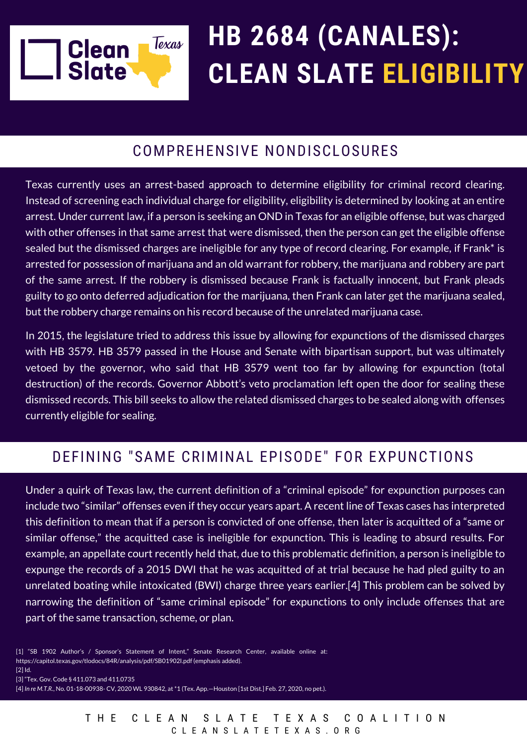# HB 2684 (CANALES): CLEAN SLATE ELIGIBILITY

## COMPREHENSIVE NONDISCLOSURES

Texas currently uses an arrest-based approach to determine eligibility for criminal record clearing. Instead of screening each individual charge for eligibility, eligibility is determined by looking at an entire arrest. Under current law, if a person is seeking an OND in Texas for an eligible offense, but was charged with other offenses in that same arrest that were dismissed, then the person can get the eligible offense sealed but the dismissed charges are ineligible for any type of record clearing. For example, if Frank* is arrested for possession of marijuana and an old warrant for robbery, the marijuana and robbery are part of the same arrest. If the robbery is dismissed because Frank is factually innocent, but Frank pleads guilty to go onto deferred adjudication for the marijuana, then Frank can later get the marijuana sealed, but the robbery charge remains on his record because of the unrelated marijuana case.

In 2015, the legislature tried to address this issue by allowing for expunctions of the dismissed charges with HB 3579. HB 3579 passed in the House and Senate with bipartisan support, but was ultimately vetoed by the governor, who said that HB 3579 went too far by allowing for expunction (total destruction) of the records. Governor Abbott's veto proclamation left open the door for sealing these dismissed records. This bill seeks to allow the related dismissed charges to be sealed along with offenses currently eligible for sealing.

## DEFINING "SAME CRIMINAL EPISODE" FOR EXPUNCTIONS

Under a quirk of Texas law, the current definition of a "criminal episode" for expunction purposes can include two "similar" offenses even if they occur years apart. A recent line of Texas cases has interpreted this definition to mean that if a person is convicted of one offense, then later is acquitted of a "same or similar offense," the acquitted case is ineligible for expunction. This is leading to absurd results. For example, an appellate court recently held that, due to this problematic definition, a person is ineligible to expunge the records of a 2015 DWI that he was acquitted of at trial because he had pled guilty to an unrelated boating while intoxicated (BWI) charge three years earlier.[4] This problem can be solved by narrowing the definition of "same criminal episode" for expunctions to only include offenses that are part of the same transaction, scheme, or plan.

[1] "SB 1902 Author's / Sponsor's Statement of Intent," Senate Research Center, available online at: https://capitol.texas.gov/tlodocs/84R/analysis/pdf/SB01902I.pdf (emphasis added).
[2] Id.
[3] "Tex. Gov. Code § 411.073 and 411.0735
[4] *In re M.T.R.*, No. 01-18-00938- CV, 2020 WL 930842, at *1 (Tex. App.—Houston [1st Dist.] Feb. 27, 2020, no pet.).

THE CLEAN SLATE TEXAS COALITION
CLEANSLATETEXAS.ORG